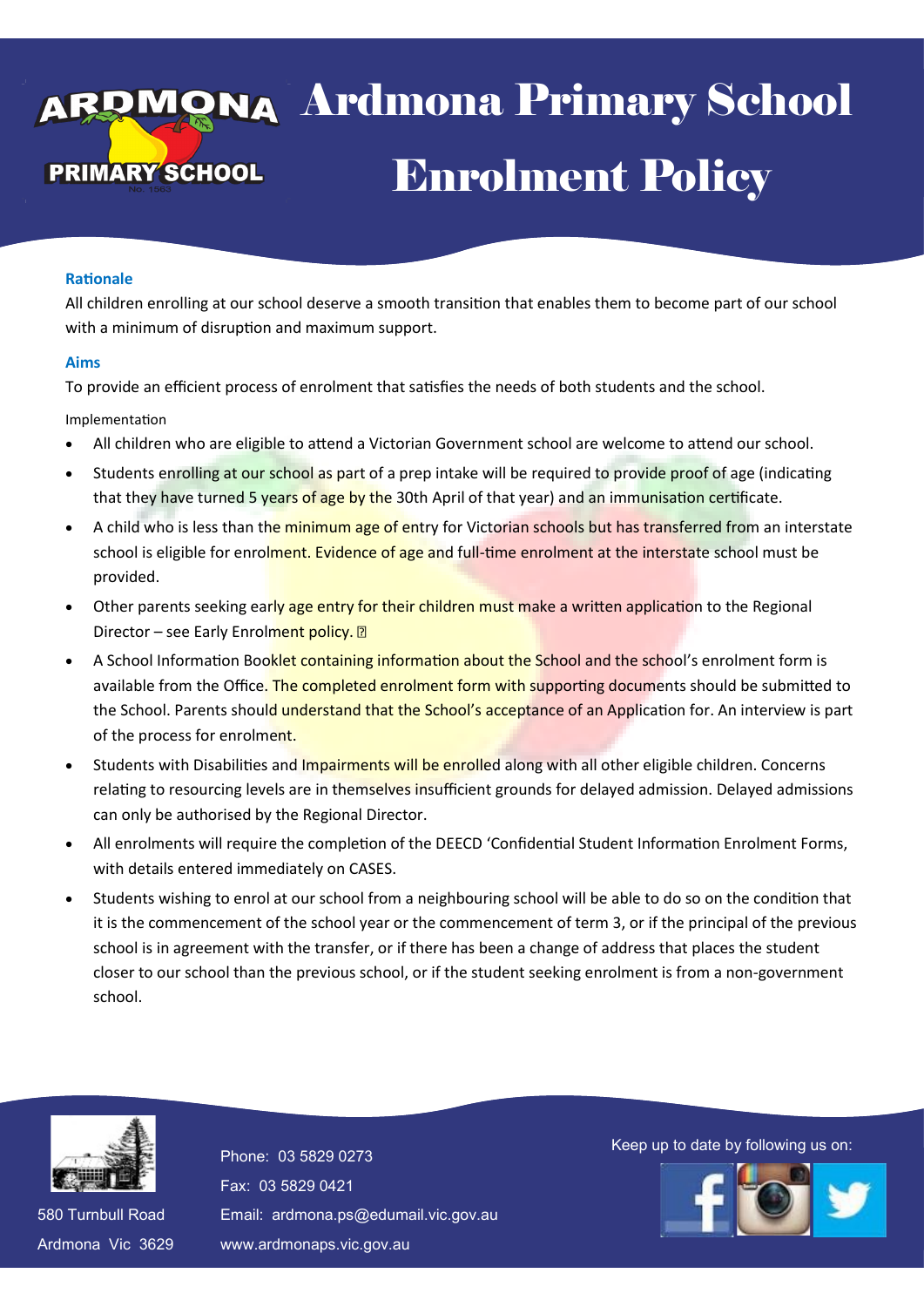# Ardmona Primary School Enrolment Policy

### Rationale

All children enrolling at our school deserve a smooth transition that enables them to become part of our school with a minimum of disruption and maximum support.

### Aims

To provide an efficient process of enrolment that satisfies the needs of both students and the school.

Implementation

- All children who are eligible to attend a Victorian Government school are welcome to attend our school.
- Students enrolling at our school as part of a prep intake will be required to provide proof of age (indicating that they have turned 5 years of age by the 30th April of that year) and an immunisation certificate.
- A child who is less than the minimum age of entry for Victorian schools but has transferred from an interstate school is eligible for enrolment. Evidence of age and full-time enrolment at the interstate school must be provided.
- Other parents seeking early age entry for their children must make a written application to the Regional Director – see Early Enrolment policy. 
- A School Information Booklet containing information about the School and the school's enrolment form is available from the Office. The completed enrolment form with supporting documents should be submitted to the School. Parents should understand that the School's acceptance of an Application for. An interview is part of the process for enrolment.
- Students with Disabilities and Impairments will be enrolled along with all other eligible children. Concerns relating to resourcing levels are in themselves insufficient grounds for delayed admission. Delayed admissions can only be authorised by the Regional Director.
- All enrolments will require the completion of the DEECD 'Confidential Student Information Enrolment Forms, with details entered immediately on CASES.
- Students wishing to enrol at our school from a neighbouring school will be able to do so on the condition that it is the commencement of the school year or the commencement of term 3, or if the principal of the previous school is in agreement with the transfer, or if there has been a change of address that places the student closer to our school than the previous school, or if the student seeking enrolment is from a non-government school.

580 Turnbull Road
Ardmona Vic 3629

Phone: 03 5829 0273
Fax: 03 5829 0421
Email: ardmona.ps@edumail.vic.gov.au
www.ardmonaps.vic.gov.au

Keep up to date by following us on: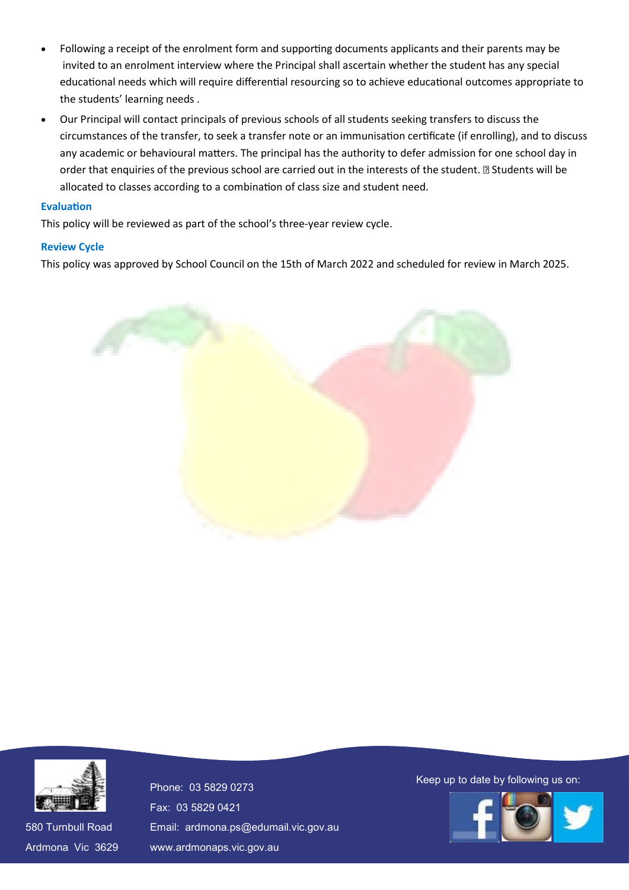- Following a receipt of the enrolment form and supporting documents applicants and their parents may be invited to an enrolment interview where the Principal shall ascertain whether the student has any special educational needs which will require differential resourcing so to achieve educational outcomes appropriate to the students' learning needs .
- Our Principal will contact principals of previous schools of all students seeking transfers to discuss the circumstances of the transfer, to seek a transfer note or an immunisation certificate (if enrolling), and to discuss any academic or behavioural matters. The principal has the authority to defer admission for one school day in order that enquiries of the previous school are carried out in the interests of the student. Students will be allocated to classes according to a combination of class size and student need.

### Evaluation

This policy will be reviewed as part of the school's three-year review cycle.

### Review Cycle

This policy was approved by School Council on the 15th of March 2022 and scheduled for review in March 2025.

580 Turnbull Road
Ardmona Vic 3629

Phone: 03 5829 0273
Fax: 03 5829 0421
Email: ardmona.ps@edumail.vic.gov.au
www.ardmonaps.vic.gov.au

Keep up to date by following us on: